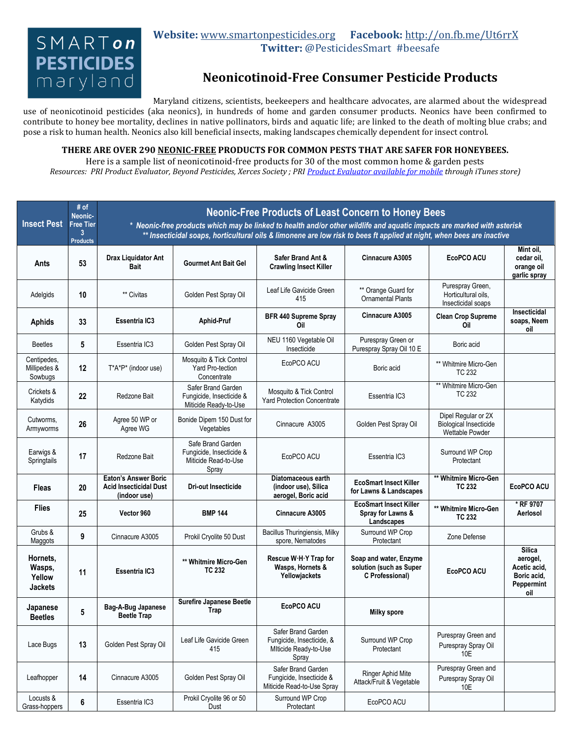SMART on PESTICIDES maryland

**Website:** www.smartonpesticides.org **Facebook:** http://on.fb.me/Ut6rrX
**Twitter:** @PesticidesSmart #beesafe

# Neonicotinoid-Free Consumer Pesticide Products

Maryland citizens, scientists, beekeepers and healthcare advocates, are alarmed about the widespread use of neonicotinoid pesticides (aka neonics), in hundreds of home and garden consumer products. Neonics have been confirmed to contribute to honey bee mortality, declines in native pollinators, birds and aquatic life; are linked to the death of molting blue crabs; and pose a risk to human health. Neonics also kill beneficial insects, making landscapes chemically dependent for insect control.

**THERE ARE OVER 290 NEONIC-FREE PRODUCTS FOR COMMON PESTS THAT ARE SAFER FOR HONEYBEES.**

Here is a sample list of neonicotinoid-free products for 30 of the most common home & garden pests

*Resources: PRI Product Evaluator, Beyond Pesticides, Xerces Society ; PRI Product Evaluator available for mobile through iTunes store)*

| Insect Pest | # of Neonic-Free Tier 3 Products | Neonic-Free Products of Least Concern to Honey Bees<br>*\* Neonic-free products which may be linked to health and/or other wildlife and aquatic impacts are marked with asterisk*<br>*\*\* Insecticidal soaps, horticultural oils & limonene are low risk to bees ft applied at night, when bees are inactive* | | | | | |
|---|---|---|---|---|---|---|---|
| **Ants** | **53** | **Drax Liquidator Ant Bait** | **Gourmet Ant Bait Gel** | **Safer Brand Ant & Crawling Insect Killer** | **Cinnacure A3005** | **EcoPCO ACU** | **Mint oil, cedar oil, orange oil garlic spray** |
| Adelgids | 10 | ** Civitas | Golden Pest Spray Oil | Leaf Life Gavicide Green 415 | ** Orange Guard for Ornamental Plants | Purespray Green, Horticultural oils, Insecticidal soaps | |
| **Aphids** | **33** | **Essentria IC3** | **Aphid-Pruf** | **BFR 440 Supreme Spray Oil** | **Cinnacure A3005** | **Clean Crop Supreme Oil** | **Insecticidal soaps, Neem oil** |
| Beetles | 5 | Essentria IC3 | Golden Pest Spray Oil | NEU 1160 Vegetable Oil Insecticide | Purespray Green or Purespray Spray Oil 10 E | Boric acid | |
| Centipedes, Millipedes & Sowbugs | 12 | T*A*P* (indoor use) | Mosquito & Tick Control Yard Pro-tection Concentrate | EcoPCO ACU | Boric acid | ** Whitmire Micro-Gen TC 232 | |
| Crickets & Katydids | 22 | Redzone Bait | Safer Brand Garden Fungicide, Insecticide & Miticide Ready-to-Use | Mosquito & Tick Control Yard Protection Concentrate | Essentria IC3 | ** Whitmire Micro-Gen TC 232 | |
| Cutworms, Armyworms | 26 | Agree 50 WP or Agree WG | Bonide Dipem 150 Dust for Vegetables | Cinnacure A3005 | Golden Pest Spray Oil | Dipel Regular or 2X Biological Insecticide Wettable Powder | |
| Earwigs & Springtails | 17 | Redzone Bait | Safe Brand Garden Fungicide, Insecticide & Miticide Read-to-Use Spray | EcoPCO ACU | Essentria IC3 | Surround WP Crop Protectant | |
| **Fleas** | **20** | **Eaton's Answer Boric Acid Insecticidal Dust (indoor use)** | **Dri-out Insecticide** | **Diatomaceous earth (indoor use), Silica aerogel, Boric acid** | **EcoSmart Insect Killer for Lawns & Landscapes** | **\*\* Whitmire Micro-Gen TC 232** | **EcoPCO ACU** |
| **Flies** | **25** | **Vector 960** | **BMP 144** | **Cinnacure A3005** | **EcoSmart Insect Killer Spray for Lawns & Landscapes** | **\*\* Whitmire Micro-Gen TC 232** | **\* RF 9707 Aerlosol** |
| Grubs & Maggots | 9 | Cinnacure A3005 | Prokil Cryolite 50 Dust | Bacillus Thuringiensis, Milky spore, Nematodes | Surround WP Crop Protectant | Zone Defense | |
| **Hornets, Wasps, Yellow Jackets** | **11** | **Essentria IC3** | **\*\* Whitmire Micro-Gen TC 232** | **Rescue W·H·Y Trap for Wasps, Hornets & Yellowjackets** | **Soap and water, Enzyme solution (such as Super C Professional)** | **EcoPCO ACU** | **Silica aerogel, Acetic acid, Boric acid, Peppermint oil** |
| **Japanese Beetles** | **5** | **Bag-A-Bug Japanese Beetle Trap** | **Surefire Japanese Beetle Trap** | **EcoPCO ACU** | **Milky spore** | | |
| Lace Bugs | 13 | Golden Pest Spray Oil | Leaf Life Gavicide Green 415 | Safer Brand Garden Fungicide, Insecticide, & MIticide Ready-to-Use Spray | Surround WP Crop Protectant | Purespray Green and Purespray Spray Oil 10E | |
| Leafhopper | 14 | Cinnacure A3005 | Golden Pest Spray Oil | Safer Brand Garden Fungicide, Insecticide & Miticide Read-to-Use Spray | Ringer Aphid Mite Attack/Fruit & Vegetable | Purespray Green and Purespray Spray Oil 10E | |
| Locusts & Grass-hoppers | 6 | Essentria IC3 | Prokil Cryolite 96 or 50 Dust | Surround WP Crop Protectant | EcoPCO ACU | | |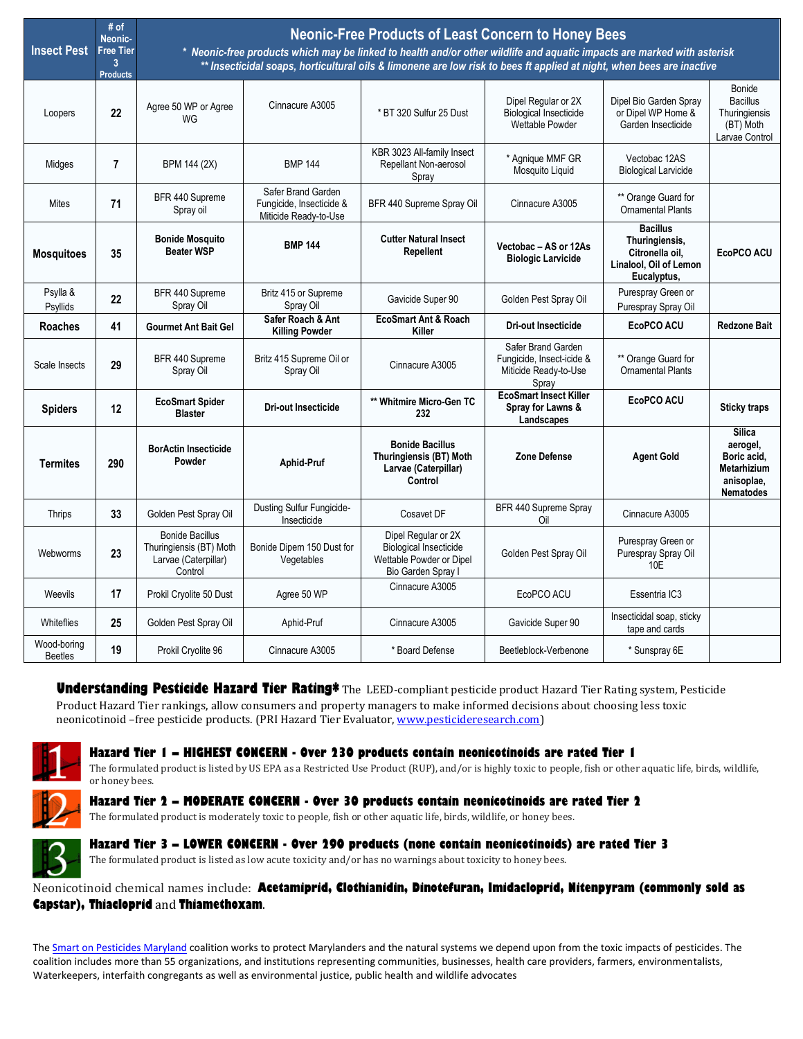| Insect Pest | # of Neonic-Free Tier 3 Products | Neonic-Free Products of Least Concern to Honey Bees<br>* Neonic-free products which may be linked to health and/or other wildlife and aquatic impacts are marked with asterisk<br>** Insecticidal soaps, horticultural oils & limonene are low risk to bees ft applied at night, when bees are inactive | | | | | |
|---|---|---|---|---|---|---|---|
| Loopers | 22 | Agree 50 WP or Agree WG | Cinnacure A3005 | * BT 320 Sulfur 25 Dust | Dipel Regular or 2X Biological Insecticide Wettable Powder | Dipel Bio Garden Spray or Dipel WP Home & Garden Insecticide | Bonide Bacillus Thuringiensis (BT) Moth Larvae Control |
| Midges | 7 | BPM 144 (2X) | BMP 144 | KBR 3023 All-family Insect Repellant Non-aerosol Spray | * Agnique MMF GR Mosquito Liquid | Vectobac 12AS Biological Larvicide | |
| Mites | 71 | BFR 440 Supreme Spray oil | Safer Brand Garden Fungicide, Insecticide & Miticide Ready-to-Use | BFR 440 Supreme Spray Oil | Cinnacure A3005 | ** Orange Guard for Ornamental Plants | |
| **Mosquitoes** | **35** | **Bonide Mosquito Beater WSP** | **BMP 144** | **Cutter Natural Insect Repellent** | **Vectobac – AS or 12As Biologic Larvicide** | **Bacillus Thuringiensis, Citronella oil, Linalool, Oil of Lemon Eucalyptus,** | **EcoPCO ACU** |
| Psylla & Psyllids | 22 | BFR 440 Supreme Spray Oil | Britz 415 or Supreme Spray Oil | Gavicide Super 90 | Golden Pest Spray Oil | Purespray Green or Purespray Spray Oil | |
| **Roaches** | **41** | **Gourmet Ant Bait Gel** | **Safer Roach & Ant Killing Powder** | **EcoSmart Ant & Roach Killer** | **Dri-out Insecticide** | **EcoPCO ACU** | **Redzone Bait** |
| Scale Insects | 29 | BFR 440 Supreme Spray Oil | Britz 415 Supreme Oil or Spray Oil | Cinnacure A3005 | Safer Brand Garden Fungicide, Insect-icide & Miticide Ready-to-Use Spray | ** Orange Guard for Ornamental Plants | |
| **Spiders** | **12** | **EcoSmart Spider Blaster** | **Dri-out Insecticide** | **\*\* Whitmire Micro-Gen TC 232** | **EcoSmart Insect Killer Spray for Lawns & Landscapes** | **EcoPCO ACU** | **Sticky traps** |
| **Termites** | **290** | **BorActin Insecticide Powder** | **Aphid-Pruf** | **Bonide Bacillus Thuringiensis (BT) Moth Larvae (Caterpillar) Control** | **Zone Defense** | **Agent Gold** | **Silica aerogel, Boric acid, Metarhizium anisoplae, Nematodes** |
| Thrips | 33 | Golden Pest Spray Oil | Dusting Sulfur Fungicide-Insecticide | Cosavet DF | BFR 440 Supreme Spray Oil | Cinnacure A3005 | |
| Webworms | 23 | Bonide Bacillus Thuringiensis (BT) Moth Larvae (Caterpillar) Control | Bonide Dipem 150 Dust for Vegetables | Dipel Regular or 2X Biological Insecticide Wettable Powder or Dipel Bio Garden Spray I | Golden Pest Spray Oil | Purespray Green or Purespray Spray Oil 10E | |
| Weevils | 17 | Prokil Cryolite 50 Dust | Agree 50 WP | Cinnacure A3005 | EcoPCO ACU | Essentria IC3 | |
| Whiteflies | 25 | Golden Pest Spray Oil | Aphid-Pruf | Cinnacure A3005 | Gavicide Super 90 | Insecticidal soap, sticky tape and cards | |
| Wood-boring Beetles | 19 | Prokil Cryolite 96 | Cinnacure A3005 | * Board Defense | Beetleblock-Verbenone | * Sunspray 6E | |

**Understanding Pesticide Hazard Tier Rating*** The LEED-compliant pesticide product Hazard Tier Rating system, Pesticide Product Hazard Tier rankings, allow consumers and property managers to make informed decisions about choosing less toxic neonicotinoid –free pesticide products. (PRI Hazard Tier Evaluator, www.pesticideresearch.com)

**Hazard Tier 1 – HIGHEST CONCERN - Over 230 products contain neonicotinoids are rated Tier 1**
The formulated product is listed by US EPA as a Restricted Use Product (RUP), and/or is highly toxic to people, fish or other aquatic life, birds, wildlife, or honey bees.

**Hazard Tier 2 – MODERATE CONCERN - Over 30 products contain neonicotinoids are rated Tier 2**
The formulated product is moderately toxic to people, fish or other aquatic life, birds, wildlife, or honey bees.

**Hazard Tier 3 – LOWER CONCERN - Over 290 products (none contain neonicotinoids) are rated Tier 3**
The formulated product is listed as low acute toxicity and/or has no warnings about toxicity to honey bees.

Neonicotinoid chemical names include: **Acetamiprid, Clothianidin, Dinotefuran, Imidacloprid, Nitenpyram (commonly sold as Capstar), Thiacloprid** and **Thiamethoxam**.

The Smart on Pesticides Maryland coalition works to protect Marylanders and the natural systems we depend upon from the toxic impacts of pesticides. The coalition includes more than 55 organizations, and institutions representing communities, businesses, health care providers, farmers, environmentalists, Waterkeepers, interfaith congregants as well as environmental justice, public health and wildlife advocates